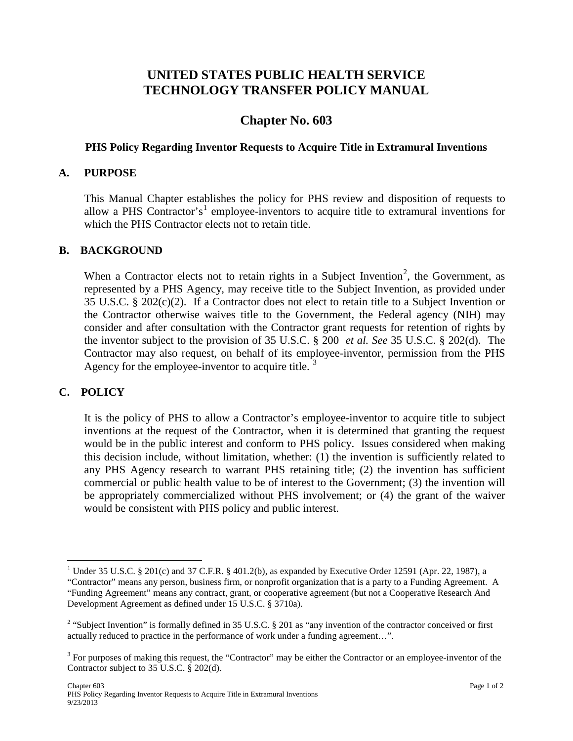# UNITED STATES PUBLIC HEALTH SERVICE TECHNOLOGY TRANSFER POLICY MANUAL

## Chapter No. 603

### PHS Policy Regarding Inventor Requests to Acquire Title in Extramural Inventions

## A. PURPOSE

This Manual Chapter establishes the policy for PHS review and disposition of requests to allow a PHS Contractor's[1] employee-inventors to acquire title to extramural inventions for which the PHS Contractor elects not to retain title.

## B. BACKGROUND

When a Contractor elects not to retain rights in a Subject Invention[2], the Government, as represented by a PHS Agency, may receive title to the Subject Invention, as provided under 35 U.S.C. § 202(c)(2). If a Contractor does not elect to retain title to a Subject Invention or the Contractor otherwise waives title to the Government, the Federal agency (NIH) may consider and after consultation with the Contractor grant requests for retention of rights by the inventor subject to the provision of 35 U.S.C. § 200 *et al. See* 35 U.S.C. § 202(d). The Contractor may also request, on behalf of its employee-inventor, permission from the PHS Agency for the employee-inventor to acquire title. [3]

## C. POLICY

It is the policy of PHS to allow a Contractor's employee-inventor to acquire title to subject inventions at the request of the Contractor, when it is determined that granting the request would be in the public interest and conform to PHS policy. Issues considered when making this decision include, without limitation, whether: (1) the invention is sufficiently related to any PHS Agency research to warrant PHS retaining title; (2) the invention has sufficient commercial or public health value to be of interest to the Government; (3) the invention will be appropriately commercialized without PHS involvement; or (4) the grant of the waiver would be consistent with PHS policy and public interest.

---

[1] Under 35 U.S.C. § 201(c) and 37 C.F.R. § 401.2(b), as expanded by Executive Order 12591 (Apr. 22, 1987), a "Contractor" means any person, business firm, or nonprofit organization that is a party to a Funding Agreement. A "Funding Agreement" means any contract, grant, or cooperative agreement (but not a Cooperative Research And Development Agreement as defined under 15 U.S.C. § 3710a).

[2] "Subject Invention" is formally defined in 35 U.S.C. § 201 as "any invention of the contractor conceived or first actually reduced to practice in the performance of work under a funding agreement…".

[3] For purposes of making this request, the "Contractor" may be either the Contractor or an employee-inventor of the Contractor subject to 35 U.S.C. § 202(d).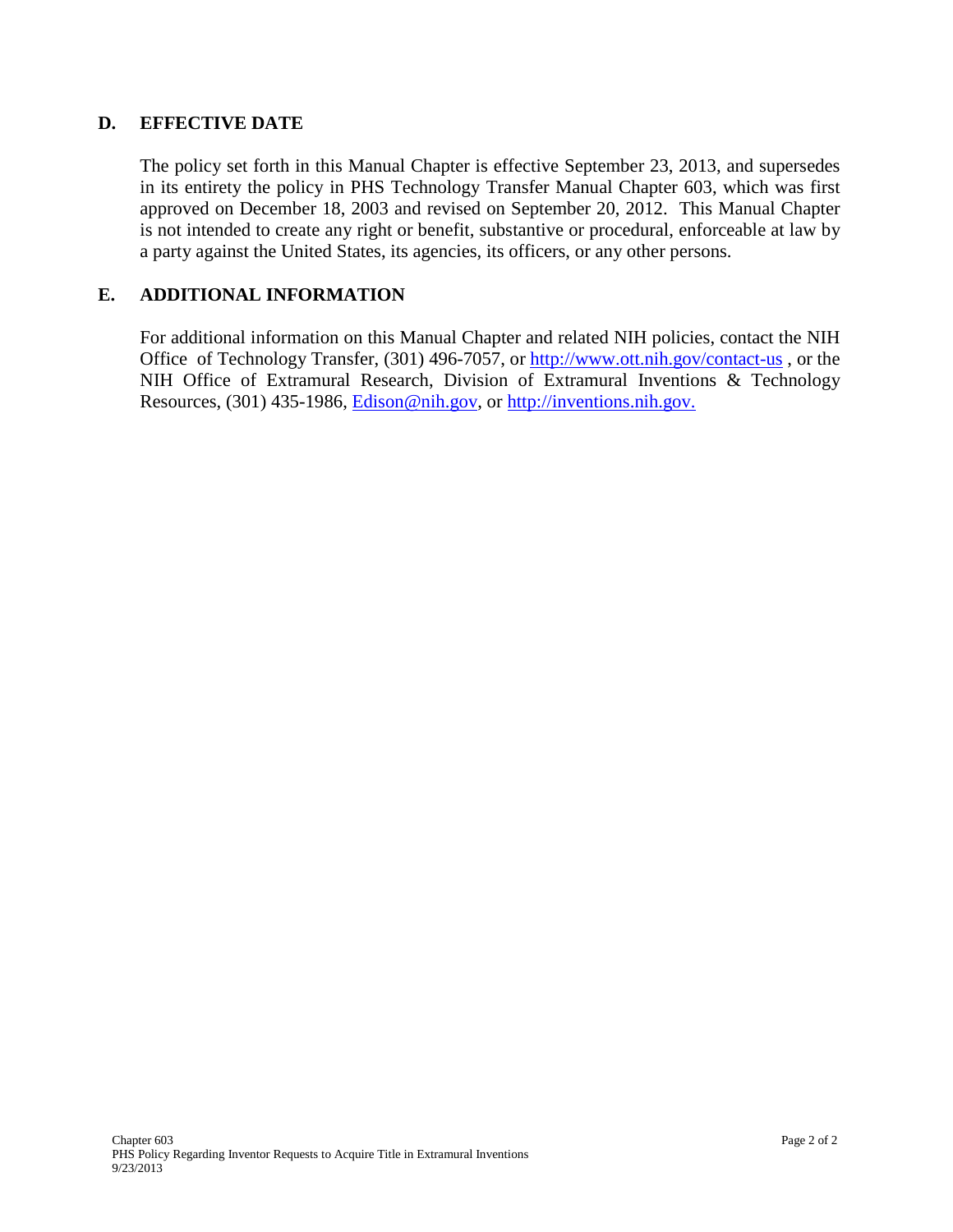## D. EFFECTIVE DATE

The policy set forth in this Manual Chapter is effective September 23, 2013, and supersedes in its entirety the policy in PHS Technology Transfer Manual Chapter 603, which was first approved on December 18, 2003 and revised on September 20, 2012. This Manual Chapter is not intended to create any right or benefit, substantive or procedural, enforceable at law by a party against the United States, its agencies, its officers, or any other persons.

## E. ADDITIONAL INFORMATION

For additional information on this Manual Chapter and related NIH policies, contact the NIH Office of Technology Transfer, (301) 496-7057, or http://www.ott.nih.gov/contact-us , or the NIH Office of Extramural Research, Division of Extramural Inventions & Technology Resources, (301) 435-1986, Edison@nih.gov, or http://inventions.nih.gov.